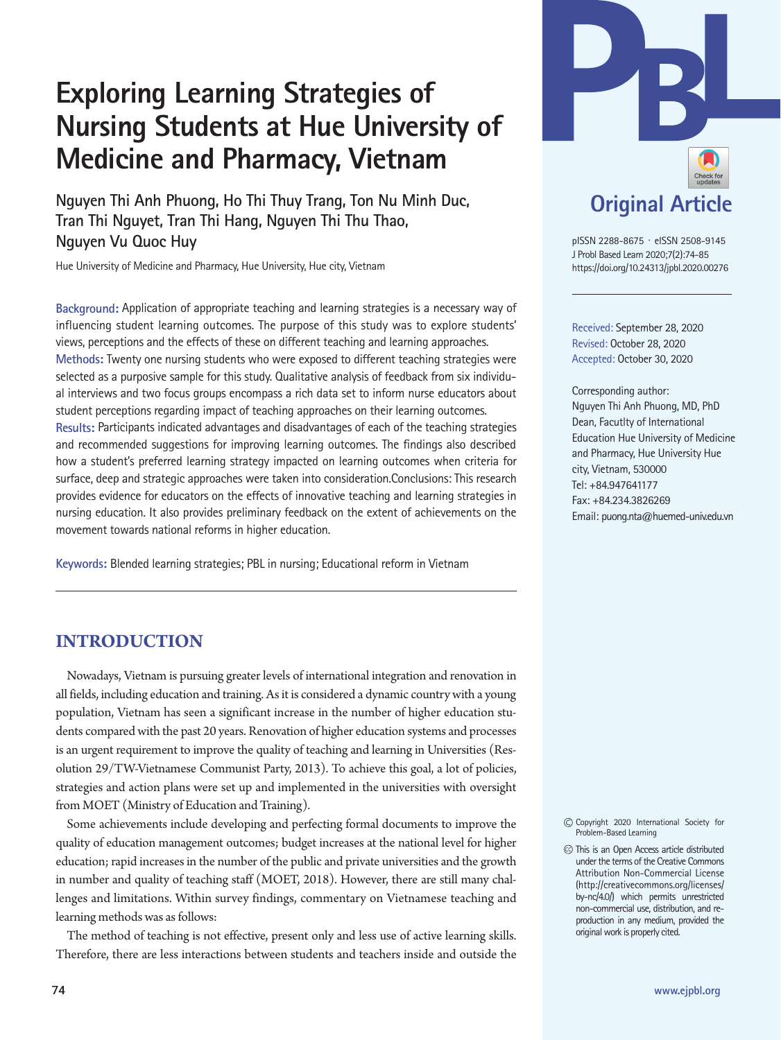# Exploring Learning Strategies of Nursing Students at Hue University of Medicine and Pharmacy, Vietnam

**Nguyen Thi Anh Phuong, Ho Thi Thuy Trang, Ton Nu Minh Duc, Tran Thi Nguyet, Tran Thi Hang, Nguyen Thi Thu Thao, Nguyen Vu Quoc Huy**

Hue University of Medicine and Pharmacy, Hue University, Hue city, Vietnam

**Original Article**

pISSN 2288-8675 · eISSN 2508-9145
J Probl Based Learn 2020;7(2):74-85
https://doi.org/10.24313/jpbl.2020.00276

Received: September 28, 2020
Revised: October 28, 2020
Accepted: October 30, 2020

Corresponding author:
Nguyen Thi Anh Phuong, MD, PhD
Dean, Facutlty of International Education Hue University of Medicine and Pharmacy, Hue University Hue city, Vietnam, 530000
Tel: +84.947641177
Fax: +84.234.3826269
Email: puong.nta@huemed-univ.edu.vn

**Background:** Application of appropriate teaching and learning strategies is a necessary way of influencing student learning outcomes. The purpose of this study was to explore students' views, perceptions and the effects of these on different teaching and learning approaches.
**Methods:** Twenty one nursing students who were exposed to different teaching strategies were selected as a purposive sample for this study. Qualitative analysis of feedback from six individual interviews and two focus groups encompass a rich data set to inform nurse educators about student perceptions regarding impact of teaching approaches on their learning outcomes.
**Results:** Participants indicated advantages and disadvantages of each of the teaching strategies and recommended suggestions for improving learning outcomes. The findings also described how a student's preferred learning strategy impacted on learning outcomes when criteria for surface, deep and strategic approaches were taken into consideration.Conclusions: This research provides evidence for educators on the effects of innovative teaching and learning strategies in nursing education. It also provides preliminary feedback on the extent of achievements on the movement towards national reforms in higher education.

**Keywords:** Blended learning strategies; PBL in nursing; Educational reform in Vietnam

## INTRODUCTION

Nowadays, Vietnam is pursuing greater levels of international integration and renovation in all fields, including education and training. As it is considered a dynamic country with a young population, Vietnam has seen a significant increase in the number of higher education students compared with the past 20 years. Renovation of higher education systems and processes is an urgent requirement to improve the quality of teaching and learning in Universities (Resolution 29/TW-Vietnamese Communist Party, 2013). To achieve this goal, a lot of policies, strategies and action plans were set up and implemented in the universities with oversight from MOET (Ministry of Education and Training).

Some achievements include developing and perfecting formal documents to improve the quality of education management outcomes; budget increases at the national level for higher education; rapid increases in the number of the public and private universities and the growth in number and quality of teaching staff (MOET, 2018). However, there are still many challenges and limitations. Within survey findings, commentary on Vietnamese teaching and learning methods was as follows:

The method of teaching is not effective, present only and less use of active learning skills. Therefore, there are less interactions between students and teachers inside and outside the

© Copyright 2020 International Society for Problem-Based Learning

This is an Open Access article distributed under the terms of the Creative Commons Attribution Non-Commercial License (http://creativecommons.org/licenses/by-nc/4.0/) which permits unrestricted non-commercial use, distribution, and reproduction in any medium, provided the original work is properly cited.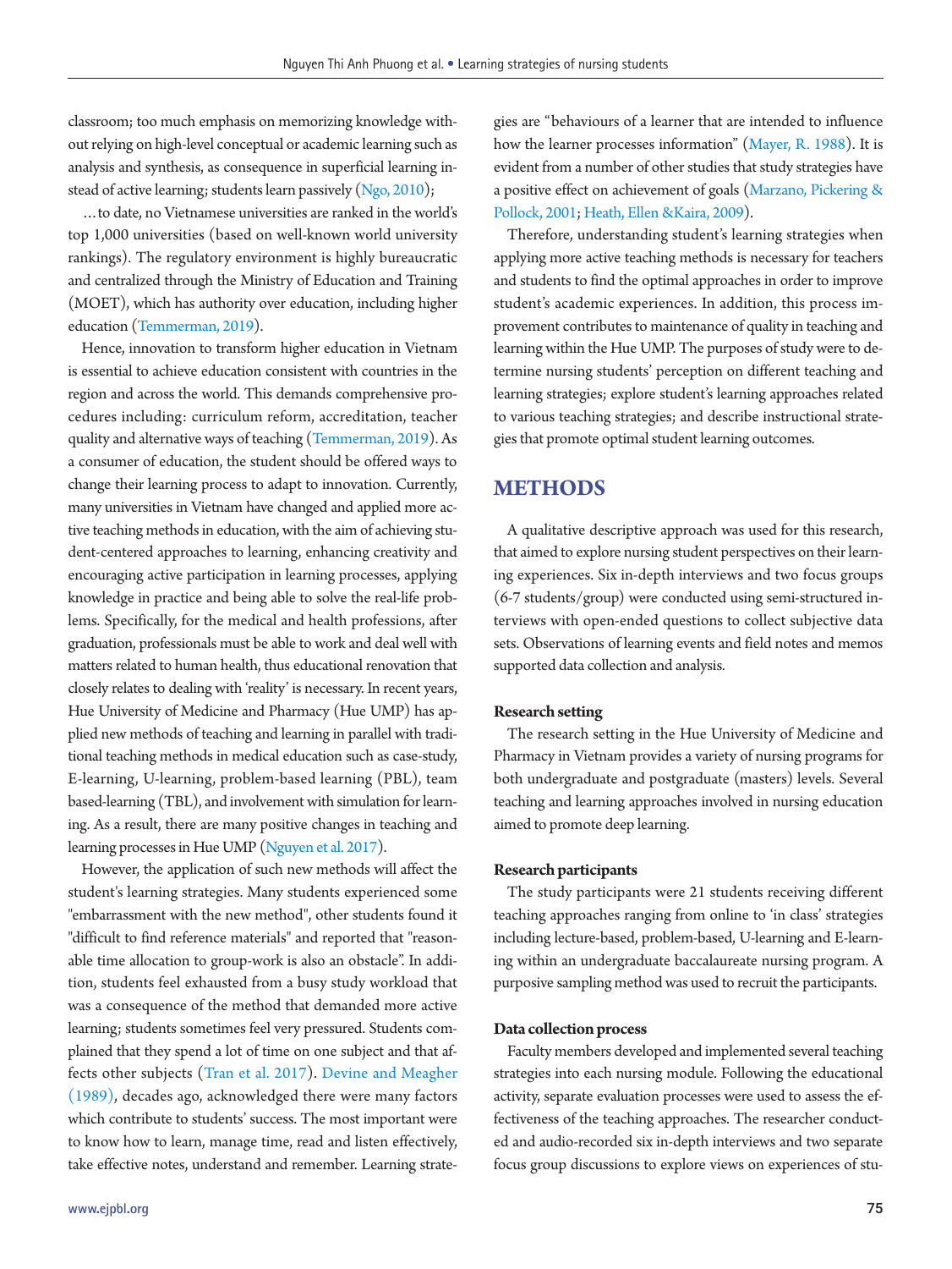classroom; too much emphasis on memorizing knowledge without relying on high-level conceptual or academic learning such as analysis and synthesis, as consequence in superficial learning instead of active learning; students learn passively (Ngo, 2010);

…to date, no Vietnamese universities are ranked in the world's top 1,000 universities (based on well-known world university rankings). The regulatory environment is highly bureaucratic and centralized through the Ministry of Education and Training (MOET), which has authority over education, including higher education (Temmerman, 2019).

Hence, innovation to transform higher education in Vietnam is essential to achieve education consistent with countries in the region and across the world. This demands comprehensive procedures including: curriculum reform, accreditation, teacher quality and alternative ways of teaching (Temmerman, 2019). As a consumer of education, the student should be offered ways to change their learning process to adapt to innovation. Currently, many universities in Vietnam have changed and applied more active teaching methods in education, with the aim of achieving student-centered approaches to learning, enhancing creativity and encouraging active participation in learning processes, applying knowledge in practice and being able to solve the real-life problems. Specifically, for the medical and health professions, after graduation, professionals must be able to work and deal well with matters related to human health, thus educational renovation that closely relates to dealing with 'reality' is necessary. In recent years, Hue University of Medicine and Pharmacy (Hue UMP) has applied new methods of teaching and learning in parallel with traditional teaching methods in medical education such as case-study, E-learning, U-learning, problem-based learning (PBL), team based-learning (TBL), and involvement with simulation for learning. As a result, there are many positive changes in teaching and learning processes in Hue UMP (Nguyen et al. 2017).

However, the application of such new methods will affect the student's learning strategies. Many students experienced some "embarrassment with the new method", other students found it "difficult to find reference materials" and reported that "reasonable time allocation to group-work is also an obstacle". In addition, students feel exhausted from a busy study workload that was a consequence of the method that demanded more active learning; students sometimes feel very pressured. Students complained that they spend a lot of time on one subject and that affects other subjects (Tran et al. 2017). Devine and Meagher (1989), decades ago, acknowledged there were many factors which contribute to students' success. The most important were to know how to learn, manage time, read and listen effectively, take effective notes, understand and remember. Learning strategies are "behaviours of a learner that are intended to influence how the learner processes information" (Mayer, R. 1988). It is evident from a number of other studies that study strategies have a positive effect on achievement of goals (Marzano, Pickering & Pollock, 2001; Heath, Ellen &Kaira, 2009).

Therefore, understanding student's learning strategies when applying more active teaching methods is necessary for teachers and students to find the optimal approaches in order to improve student's academic experiences. In addition, this process improvement contributes to maintenance of quality in teaching and learning within the Hue UMP. The purposes of study were to determine nursing students' perception on different teaching and learning strategies; explore student's learning approaches related to various teaching strategies; and describe instructional strategies that promote optimal student learning outcomes.

## METHODS

A qualitative descriptive approach was used for this research, that aimed to explore nursing student perspectives on their learning experiences. Six in-depth interviews and two focus groups (6-7 students/group) were conducted using semi-structured interviews with open-ended questions to collect subjective data sets. Observations of learning events and field notes and memos supported data collection and analysis.

### Research setting

The research setting in the Hue University of Medicine and Pharmacy in Vietnam provides a variety of nursing programs for both undergraduate and postgraduate (masters) levels. Several teaching and learning approaches involved in nursing education aimed to promote deep learning.

### Research participants

The study participants were 21 students receiving different teaching approaches ranging from online to 'in class' strategies including lecture-based, problem-based, U-learning and E-learning within an undergraduate baccalaureate nursing program. A purposive sampling method was used to recruit the participants.

### Data collection process

Faculty members developed and implemented several teaching strategies into each nursing module. Following the educational activity, separate evaluation processes were used to assess the effectiveness of the teaching approaches. The researcher conducted and audio-recorded six in-depth interviews and two separate focus group discussions to explore views on experiences of stu-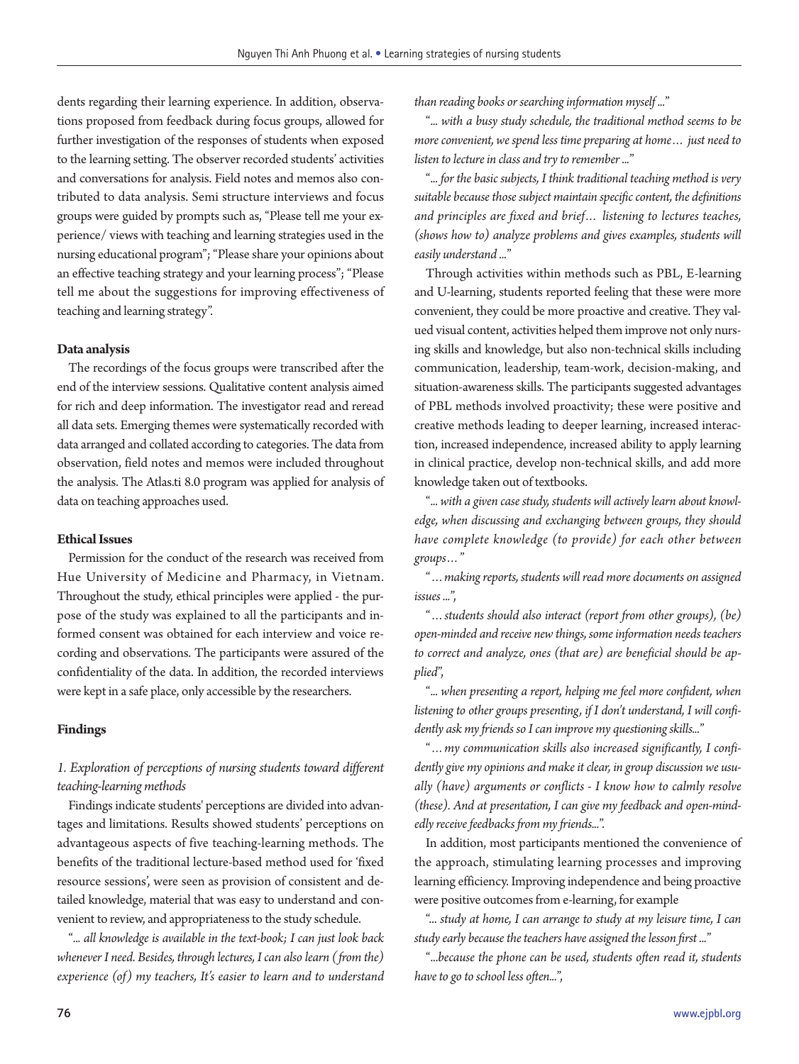dents regarding their learning experience. In addition, observations proposed from feedback during focus groups, allowed for further investigation of the responses of students when exposed to the learning setting. The observer recorded students' activities and conversations for analysis. Field notes and memos also contributed to data analysis. Semi structure interviews and focus groups were guided by prompts such as, "Please tell me your experience/ views with teaching and learning strategies used in the nursing educational program"; "Please share your opinions about an effective teaching strategy and your learning process"; "Please tell me about the suggestions for improving effectiveness of teaching and learning strategy".

**Data analysis**

The recordings of the focus groups were transcribed after the end of the interview sessions. Qualitative content analysis aimed for rich and deep information. The investigator read and reread all data sets. Emerging themes were systematically recorded with data arranged and collated according to categories. The data from observation, field notes and memos were included throughout the analysis. The Atlas.ti 8.0 program was applied for analysis of data on teaching approaches used.

**Ethical Issues**

Permission for the conduct of the research was received from Hue University of Medicine and Pharmacy, in Vietnam. Throughout the study, ethical principles were applied - the purpose of the study was explained to all the participants and informed consent was obtained for each interview and voice recording and observations. The participants were assured of the confidentiality of the data. In addition, the recorded interviews were kept in a safe place, only accessible by the researchers.

## Findings

*1. Exploration of perceptions of nursing students toward different teaching-learning methods*

Findings indicate students' perceptions are divided into advantages and limitations. Results showed students' perceptions on advantageous aspects of five teaching-learning methods. The benefits of the traditional lecture-based method used for 'fixed resource sessions', were seen as provision of consistent and detailed knowledge, material that was easy to understand and convenient to review, and appropriateness to the study schedule.

*"... all knowledge is available in the text-book; I can just look back whenever I need. Besides, through lectures, I can also learn (from the) experience (of) my teachers, It's easier to learn and to understand than reading books or searching information myself ..."*

*"... with a busy study schedule, the traditional method seems to be more convenient, we spend less time preparing at home… just need to listen to lecture in class and try to remember ..."*

*"... for the basic subjects, I think traditional teaching method is very suitable because those subject maintain specific content, the definitions and principles are fixed and brief… listening to lectures teaches, (shows how to) analyze problems and gives examples, students will easily understand ..."*

Through activities within methods such as PBL, E-learning and U-learning, students reported feeling that these were more convenient, they could be more proactive and creative. They valued visual content, activities helped them improve not only nursing skills and knowledge, but also non-technical skills including communication, leadership, team-work, decision-making, and situation-awareness skills. The participants suggested advantages of PBL methods involved proactivity; these were positive and creative methods leading to deeper learning, increased interaction, increased independence, increased ability to apply learning in clinical practice, develop non-technical skills, and add more knowledge taken out of textbooks.

*"... with a given case study, students will actively learn about knowledge, when discussing and exchanging between groups, they should have complete knowledge (to provide) for each other between groups… "*

*" … making reports, students will read more documents on assigned issues ...",*

*" … students should also interact (report from other groups), (be) open-minded and receive new things, some information needs teachers to correct and analyze, ones (that are) are beneficial should be applied",*

*"... when presenting a report, helping me feel more confident, when listening to other groups presenting, if I don't understand, I will confidently ask my friends so I can improve my questioning skills..."*

*" … my communication skills also increased significantly, I confidently give my opinions and make it clear, in group discussion we usually (have) arguments or conflicts - I know how to calmly resolve (these). And at presentation, I can give my feedback and open-mindedly receive feedbacks from my friends...".*

In addition, most participants mentioned the convenience of the approach, stimulating learning processes and improving learning efficiency. Improving independence and being proactive were positive outcomes from e-learning, for example

*"... study at home, I can arrange to study at my leisure time, I can study early because the teachers have assigned the lesson first ..."*

*"...because the phone can be used, students often read it, students have to go to school less often...",*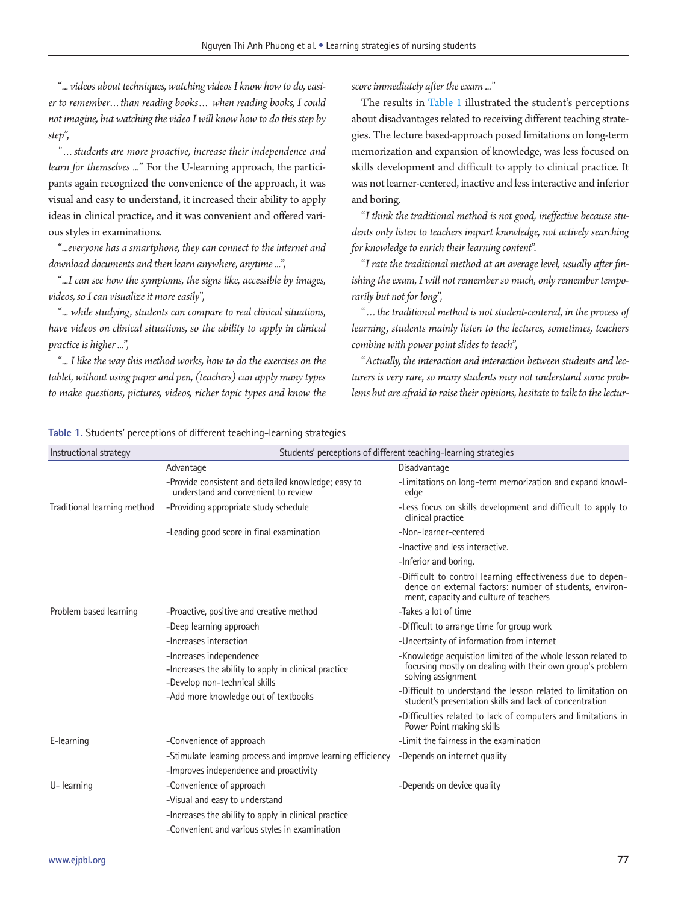"*... videos about techniques, watching videos I know how to do, easier to remember… than reading books… when reading books, I could not imagine, but watching the video I will know how to do this step by step*",

"*… students are more proactive, increase their independence and learn for themselves ...*" For the U-learning approach, the participants again recognized the convenience of the approach, it was visual and easy to understand, it increased their ability to apply ideas in clinical practice, and it was convenient and offered various styles in examinations.

"*...everyone has a smartphone, they can connect to the internet and download documents and then learn anywhere, anytime ...*",

"*...I can see how the symptoms, the signs like, accessible by images, videos, so I can visualize it more easily*",

"*... while studying, students can compare to real clinical situations, have videos on clinical situations, so the ability to apply in clinical practice is higher ...*",

"*... I like the way this method works, how to do the exercises on the tablet, without using paper and pen, (teachers) can apply many types to make questions, pictures, videos, richer topic types and know the score immediately after the exam ...*"

The results in Table 1 illustrated the student's perceptions about disadvantages related to receiving different teaching strategies. The lecture based-approach posed limitations on long-term memorization and expansion of knowledge, was less focused on skills development and difficult to apply to clinical practice. It was not learner-centered, inactive and less interactive and inferior and boring.

"*I think the traditional method is not good, ineffective because students only listen to teachers impart knowledge, not actively searching for knowledge to enrich their learning content*".

"*I rate the traditional method at an average level, usually after finishing the exam, I will not remember so much, only remember temporarily but not for long*",

"*… the traditional method is not student-centered, in the process of learning, students mainly listen to the lectures, sometimes, teachers combine with power point slides to teach*",

"*Actually, the interaction and interaction between students and lecturers is very rare, so many students may not understand some problems but are afraid to raise their opinions, hesitate to talk to the lectur-*

**Table 1.** Students' perceptions of different teaching-learning strategies

| Instructional strategy | Students' perceptions of different teaching-learning strategies | |
|---|---|---|
| | Advantage | Disadvantage |
| Traditional learning method | -Provide consistent and detailed knowledge; easy to understand and convenient to review | -Limitations on long-term memorization and expand knowledge |
| | -Providing appropriate study schedule | -Less focus on skills development and difficult to apply to clinical practice |
| | -Leading good score in final examination | -Non-learner-centered |
| | | -Inactive and less interactive. |
| | | -Inferior and boring. |
| | | -Difficult to control learning effectiveness due to dependence on external factors: number of students, environment, capacity and culture of teachers |
| Problem based learning | -Proactive, positive and creative method | -Takes a lot of time |
| | -Deep learning approach | -Difficult to arrange time for group work |
| | -Increases interaction | -Uncertainty of information from internet |
| | -Increases independence<br>-Increases the ability to apply in clinical practice | -Knowledge acquistion limited of the whole lesson related to focusing mostly on dealing with their own group's problem solving assignment |
| | -Develop non-technical skills<br>-Add more knowledge out of textbooks | -Difficult to understand the lesson related to limitation on student's presentation skills and lack of concentration |
| | | -Difficulties related to lack of computers and limitations in Power Point making skills |
| E-learning | -Convenience of approach | -Limit the fairness in the examination |
| | -Stimulate learning process and improve learning efficiency | -Depends on internet quality |
| | -Improves independence and proactivity | |
| U- learning | -Convenience of approach | -Depends on device quality |
| | -Visual and easy to understand | |
| | -Increases the ability to apply in clinical practice | |
| | -Convenient and various styles in examination | |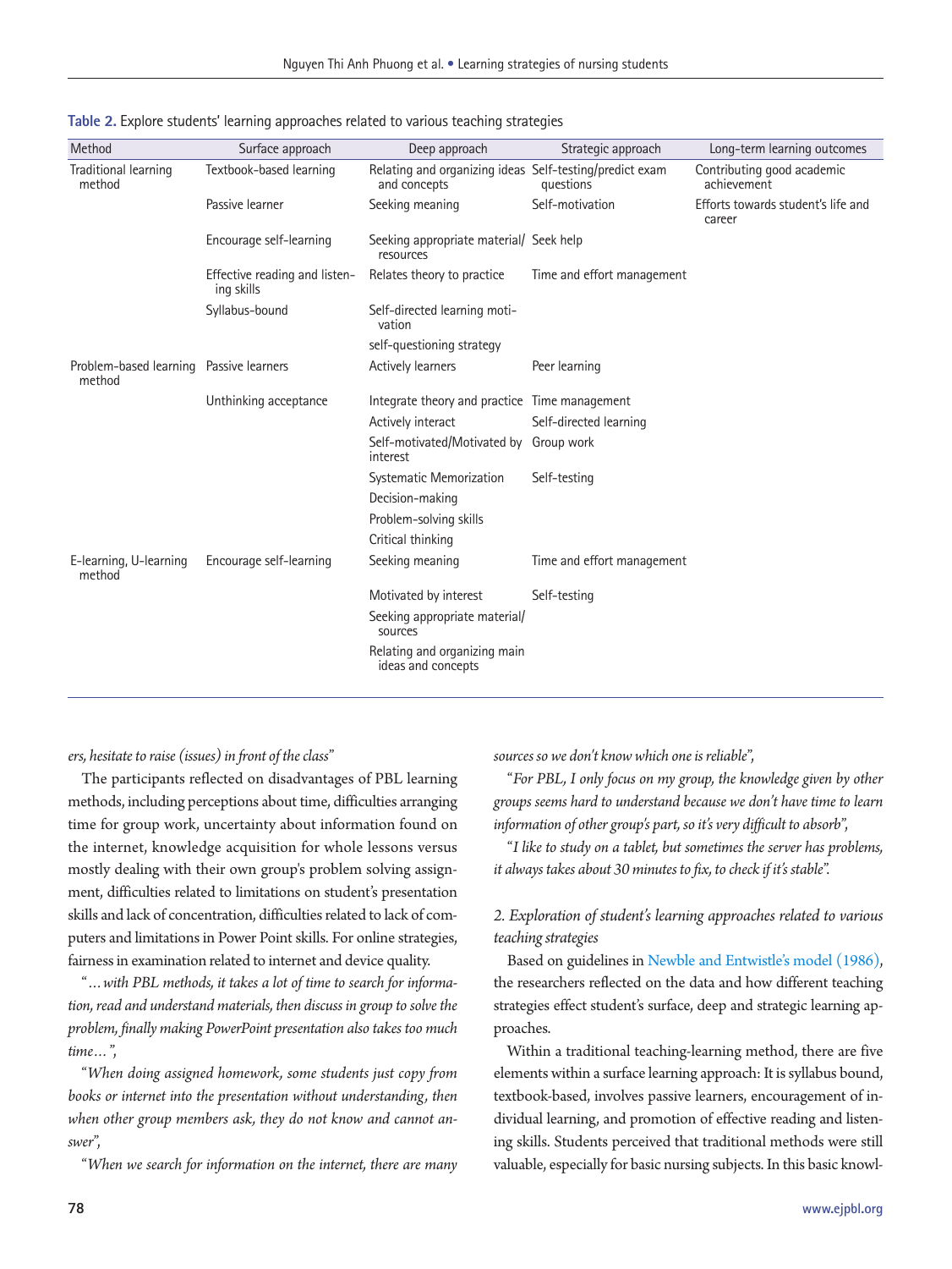**Table 2.** Explore students' learning approaches related to various teaching strategies

| Method | Surface approach | Deep approach | Strategic approach | Long-term learning outcomes |
|---|---|---|---|---|
| Traditional learning method | Textbook-based learning | Relating and organizing ideas and concepts | Self-testing/predict exam questions | Contributing good academic achievement |
| | Passive learner | Seeking meaning | Self-motivation | Efforts towards student's life and career |
| | Encourage self-learning | Seeking appropriate material/ resources | Seek help | |
| | Effective reading and listening skills | Relates theory to practice | Time and effort management | |
| | Syllabus-bound | Self-directed learning motivation | | |
| | | self-questioning strategy | | |
| Problem-based learning method | Passive learners | Actively learners | Peer learning | |
| | Unthinking acceptance | Integrate theory and practice | Time management | |
| | | Actively interact | Self-directed learning | |
| | | Self-motivated/Motivated by interest | Group work | |
| | | Systematic Memorization | Self-testing | |
| | | Decision-making | | |
| | | Problem-solving skills | | |
| | | Critical thinking | | |
| E-learning, U-learning method | Encourage self-learning | Seeking meaning | Time and effort management | |
| | | Motivated by interest | Self-testing | |
| | | Seeking appropriate material/ sources | | |
| | | Relating and organizing main ideas and concepts | | |

*ers, hesitate to raise (issues) in front of the class"*

The participants reflected on disadvantages of PBL learning methods, including perceptions about time, difficulties arranging time for group work, uncertainty about information found on the internet, knowledge acquisition for whole lessons versus mostly dealing with their own group's problem solving assignment, difficulties related to limitations on student's presentation skills and lack of concentration, difficulties related to lack of computers and limitations in Power Point skills. For online strategies, fairness in examination related to internet and device quality.

*"…with PBL methods, it takes a lot of time to search for information, read and understand materials, then discuss in group to solve the problem, finally making PowerPoint presentation also takes too much time…",*

*"When doing assigned homework, some students just copy from books or internet into the presentation without understanding, then when other group members ask, they do not know and cannot answer",*

*"When we search for information on the internet, there are many sources so we don't know which one is reliable",*

*"For PBL, I only focus on my group, the knowledge given by other groups seems hard to understand because we don't have time to learn information of other group's part, so it's very difficult to absorb",*

*"I like to study on a tablet, but sometimes the server has problems, it always takes about 30 minutes to fix, to check if it's stable".*

*2. Exploration of student's learning approaches related to various teaching strategies*

Based on guidelines in Newble and Entwistle's model (1986), the researchers reflected on the data and how different teaching strategies effect student's surface, deep and strategic learning approaches.

Within a traditional teaching-learning method, there are five elements within a surface learning approach: It is syllabus bound, textbook-based, involves passive learners, encouragement of individual learning, and promotion of effective reading and listening skills. Students perceived that traditional methods were still valuable, especially for basic nursing subjects. In this basic knowl-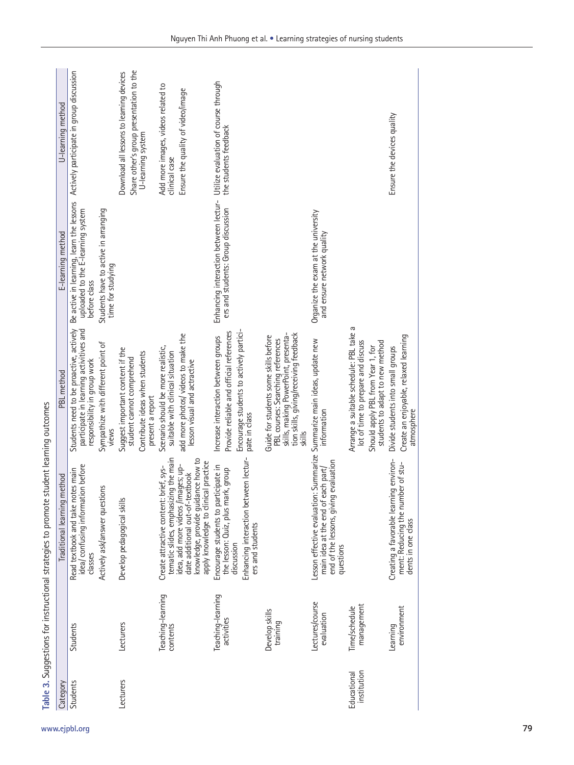**Table 3.** Suggestions for instructional strategies to promote student learning outcomes

| Category | | Traditional learning method | PBL method | E-learning method | U-learning method |
|---|---|---|---|---|---|
| Students | Students | Read textbook and take notes main idea/ confusing information before classes<br>Actively ask/answer questions | Students need to be proactive, actively participate in learning activitives and responsibility in group work<br>Sympathize with different point of views | Be active in learning, learn the lessons uploaded to the E-learning system before class<br>Students have to active in arranging time for studying | Actively participate in group discussion |
| Lecturers | Lecturers | Develop pedagogical skills | Suggest important content if the student cannot comprehend<br>Contribute ideas when students present a report | | Download all lessons to learning devices<br>Share other's group presentation to the U-learning system |
| | Teaching-learning contents | Create attractive content: brief, systematic slides, emphasizing the main idea, add more videos /images; update additional out-of-textbook knowledge, provide guidance how to apply knowledge to clinical practice | Scenario should be more realistic, suitable with clinical situation<br>add more photos/ videos to make the lesson visual and actractive | | Add more images, videos related to clinical case<br>Ensure the quality of video/image |
| | Teaching-learning activities | Encourage students to participate in the lesson: Quiz, plus mark, group discussion<br>Enhancing interaction between lecturers and students | Increase interaction between groups<br>Provide reliable and official references<br>Encourage students to actively participate in class | Enhancing interaction between lecturers and students: Group discussion | Utilize evaluation of course through the students feedback |
| | Develop skills training | | Guide for students some skills before PBL courses: Searching references skills, making PowerPoint, presentation skills, giving/receiving feedback skills | | |
| | Lectures/course evaluation | Lesson effective evaluation: Summarize main idea at the end of each part/ end of the lessons, giving evaluation questions | Summarize main ideas, update new information | Organize the exam at the university and ensure network quality | |
| Educational institution | Time/schedule management | | Arrange a suitable schedule: PBL take a lot of time to prepare and discuss<br>Should apply PBL from Year 1, for students to adapt to new method | | |
| | Learning environment | Creating a favorable learning environment: Reducing the number of students in one class | Divide students into small groups<br>Create an enjoyable, relaxed learning atmosphere | | Ensure the devices quality |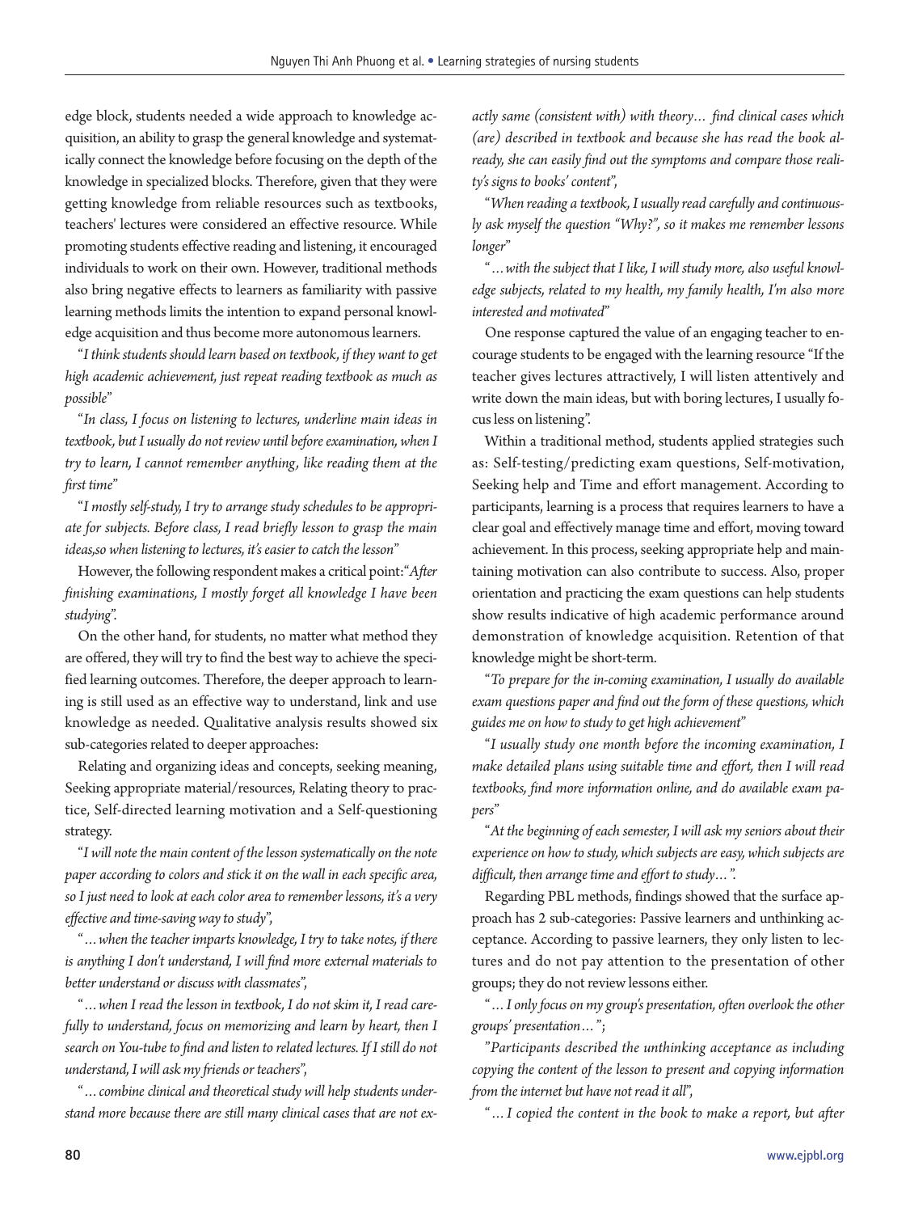edge block, students needed a wide approach to knowledge acquisition, an ability to grasp the general knowledge and systematically connect the knowledge before focusing on the depth of the knowledge in specialized blocks. Therefore, given that they were getting knowledge from reliable resources such as textbooks, teachers' lectures were considered an effective resource. While promoting students effective reading and listening, it encouraged individuals to work on their own. However, traditional methods also bring negative effects to learners as familiarity with passive learning methods limits the intention to expand personal knowledge acquisition and thus become more autonomous learners.

"*I think students should learn based on textbook, if they want to get high academic achievement, just repeat reading textbook as much as possible*"

"*In class, I focus on listening to lectures, underline main ideas in textbook, but I usually do not review until before examination, when I try to learn, I cannot remember anything, like reading them at the first time*"

"*I mostly self-study, I try to arrange study schedules to be appropriate for subjects. Before class, I read briefly lesson to grasp the main ideas,so when listening to lectures, it's easier to catch the lesson*"

However, the following respondent makes a critical point:"*After finishing examinations, I mostly forget all knowledge I have been studying*".

On the other hand, for students, no matter what method they are offered, they will try to find the best way to achieve the specified learning outcomes. Therefore, the deeper approach to learning is still used as an effective way to understand, link and use knowledge as needed. Qualitative analysis results showed six sub-categories related to deeper approaches:

Relating and organizing ideas and concepts, seeking meaning, Seeking appropriate material/resources, Relating theory to practice, Self-directed learning motivation and a Self-questioning strategy.

"*I will note the main content of the lesson systematically on the note paper according to colors and stick it on the wall in each specific area, so I just need to look at each color area to remember lessons, it's a very effective and time-saving way to study*",

"*…when the teacher imparts knowledge, I try to take notes, if there is anything I don't understand, I will find more external materials to better understand or discuss with classmates*",

"*…when I read the lesson in textbook, I do not skim it, I read carefully to understand, focus on memorizing and learn by heart, then I search on You-tube to find and listen to related lectures. If I still do not understand, I will ask my friends or teachers*",

"*…combine clinical and theoretical study will help students understand more because there are still many clinical cases that are not exactly same (consistent with) with theory… find clinical cases which (are) described in textbook and because she has read the book already, she can easily find out the symptoms and compare those reality's signs to books' content*",

"*When reading a textbook, I usually read carefully and continuously ask myself the question "Why?", so it makes me remember lessons longer*"

"*…with the subject that I like, I will study more, also useful knowledge subjects, related to my health, my family health, I'm also more interested and motivated*"

One response captured the value of an engaging teacher to encourage students to be engaged with the learning resource "If the teacher gives lectures attractively, I will listen attentively and write down the main ideas, but with boring lectures, I usually focus less on listening".

Within a traditional method, students applied strategies such as: Self-testing/predicting exam questions, Self-motivation, Seeking help and Time and effort management. According to participants, learning is a process that requires learners to have a clear goal and effectively manage time and effort, moving toward achievement. In this process, seeking appropriate help and maintaining motivation can also contribute to success. Also, proper orientation and practicing the exam questions can help students show results indicative of high academic performance around demonstration of knowledge acquisition. Retention of that knowledge might be short-term.

"*To prepare for the in-coming examination, I usually do available exam questions paper and find out the form of these questions, which guides me on how to study to get high achievement*"

"*I usually study one month before the incoming examination, I make detailed plans using suitable time and effort, then I will read textbooks, find more information online, and do available exam papers*"

"*At the beginning of each semester, I will ask my seniors about their experience on how to study, which subjects are easy, which subjects are difficult, then arrange time and effort to study…*".

Regarding PBL methods, findings showed that the surface approach has 2 sub-categories: Passive learners and unthinking acceptance. According to passive learners, they only listen to lectures and do not pay attention to the presentation of other groups; they do not review lessons either.

"*…I only focus on my group's presentation, often overlook the other groups' presentation…*";

"*Participants described the unthinking acceptance as including copying the content of the lesson to present and copying information from the internet but have not read it all*",

"*…I copied the content in the book to make a report, but after*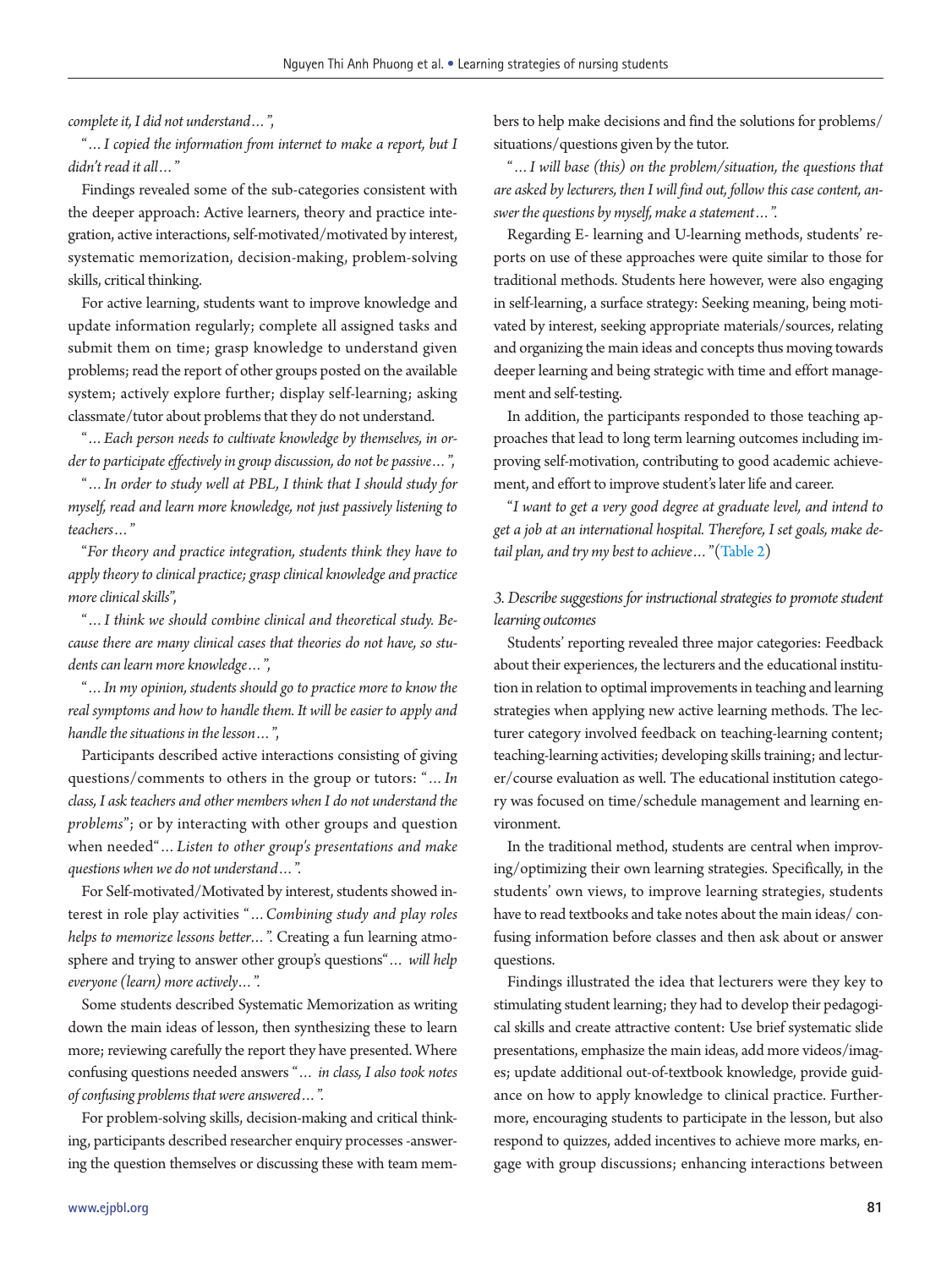*complete it, I did not understand…",*

*"…I copied the information from internet to make a report, but I didn't read it all…"*

Findings revealed some of the sub-categories consistent with the deeper approach: Active learners, theory and practice integration, active interactions, self-motivated/motivated by interest, systematic memorization, decision-making, problem-solving skills, critical thinking.

For active learning, students want to improve knowledge and update information regularly; complete all assigned tasks and submit them on time; grasp knowledge to understand given problems; read the report of other groups posted on the available system; actively explore further; display self-learning; asking classmate/tutor about problems that they do not understand.

*"…Each person needs to cultivate knowledge by themselves, in order to participate effectively in group discussion, do not be passive…",*

*"…In order to study well at PBL, I think that I should study for myself, read and learn more knowledge, not just passively listening to teachers…"*

*"For theory and practice integration, students think they have to apply theory to clinical practice; grasp clinical knowledge and practice more clinical skills",*

*"…I think we should combine clinical and theoretical study. Because there are many clinical cases that theories do not have, so students can learn more knowledge…",*

*"…In my opinion, students should go to practice more to know the real symptoms and how to handle them. It will be easier to apply and handle the situations in the lesson…",*

Participants described active interactions consisting of giving questions/comments to others in the group or tutors: *"…In class, I ask teachers and other members when I do not understand the problems"*; or by interacting with other groups and question when needed*"…Listen to other group's presentations and make questions when we do not understand…".*

For Self-motivated/Motivated by interest, students showed interest in role play activities *"…Combining study and play roles helps to memorize lessons better…".* Creating a fun learning atmosphere and trying to answer other group's questions*"… will help everyone (learn) more actively…".*

Some students described Systematic Memorization as writing down the main ideas of lesson, then synthesizing these to learn more; reviewing carefully the report they have presented. Where confusing questions needed answers *"… in class, I also took notes of confusing problems that were answered…".*

For problem-solving skills, decision-making and critical thinking, participants described researcher enquiry processes -answering the question themselves or discussing these with team members to help make decisions and find the solutions for problems/situations/questions given by the tutor.

*"…I will base (this) on the problem/situation, the questions that are asked by lecturers, then I will find out, follow this case content, answer the questions by myself, make a statement…".*

Regarding E- learning and U-learning methods, students' reports on use of these approaches were quite similar to those for traditional methods. Students here however, were also engaging in self-learning, a surface strategy: Seeking meaning, being motivated by interest, seeking appropriate materials/sources, relating and organizing the main ideas and concepts thus moving towards deeper learning and being strategic with time and effort management and self-testing.

In addition, the participants responded to those teaching approaches that lead to long term learning outcomes including improving self-motivation, contributing to good academic achievement, and effort to improve student's later life and career.

*"I want to get a very good degree at graduate level, and intend to get a job at an international hospital. Therefore, I set goals, make detail plan, and try my best to achieve…"*(Table 2)

### *3. Describe suggestions for instructional strategies to promote student learning outcomes*

Students' reporting revealed three major categories: Feedback about their experiences, the lecturers and the educational institution in relation to optimal improvements in teaching and learning strategies when applying new active learning methods. The lecturer category involved feedback on teaching-learning content; teaching-learning activities; developing skills training; and lecturer/course evaluation as well. The educational institution category was focused on time/schedule management and learning environment.

In the traditional method, students are central when improving/optimizing their own learning strategies. Specifically, in the students' own views, to improve learning strategies, students have to read textbooks and take notes about the main ideas/ confusing information before classes and then ask about or answer questions.

Findings illustrated the idea that lecturers were they key to stimulating student learning; they had to develop their pedagogical skills and create attractive content: Use brief systematic slide presentations, emphasize the main ideas, add more videos/images; update additional out-of-textbook knowledge, provide guidance on how to apply knowledge to clinical practice. Furthermore, encouraging students to participate in the lesson, but also respond to quizzes, added incentives to achieve more marks, engage with group discussions; enhancing interactions between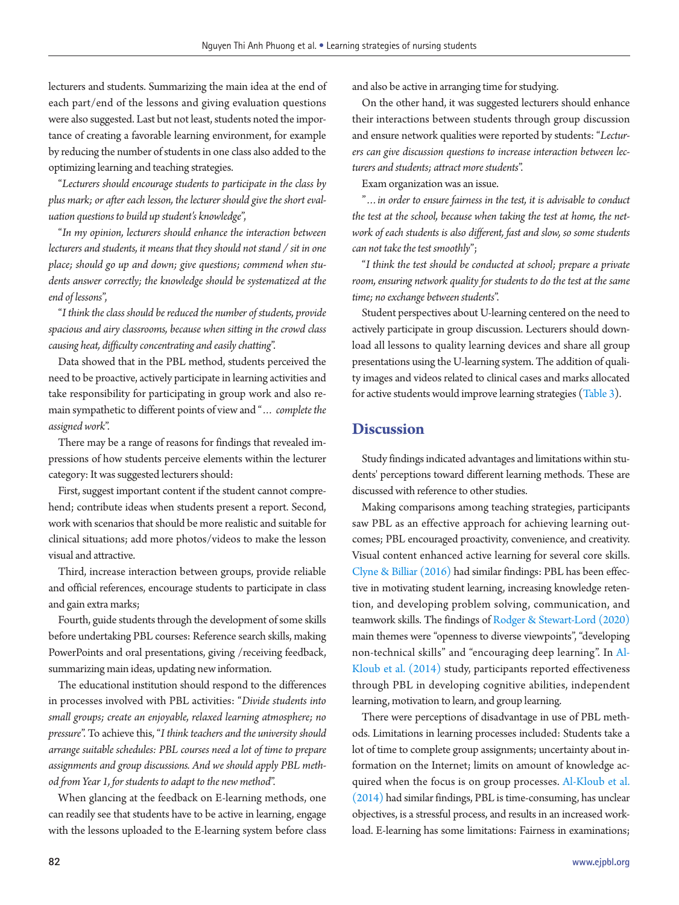lecturers and students. Summarizing the main idea at the end of each part/end of the lessons and giving evaluation questions were also suggested. Last but not least, students noted the importance of creating a favorable learning environment, for example by reducing the number of students in one class also added to the optimizing learning and teaching strategies.

"*Lecturers should encourage students to participate in the class by plus mark; or after each lesson, the lecturer should give the short evaluation questions to build up student's knowledge*",

"*In my opinion, lecturers should enhance the interaction between lecturers and students, it means that they should not stand / sit in one place; should go up and down; give questions; commend when students answer correctly; the knowledge should be systematized at the end of lessons*",

"*I think the class should be reduced the number of students, provide spacious and airy classrooms, because when sitting in the crowd class causing heat, difficulty concentrating and easily chatting*".

Data showed that in the PBL method, students perceived the need to be proactive, actively participate in learning activities and take responsibility for participating in group work and also remain sympathetic to different points of view and "*… complete the assigned work*".

There may be a range of reasons for findings that revealed impressions of how students perceive elements within the lecturer category: It was suggested lecturers should:

First, suggest important content if the student cannot comprehend; contribute ideas when students present a report. Second, work with scenarios that should be more realistic and suitable for clinical situations; add more photos/videos to make the lesson visual and attractive.

Third, increase interaction between groups, provide reliable and official references, encourage students to participate in class and gain extra marks;

Fourth, guide students through the development of some skills before undertaking PBL courses: Reference search skills, making PowerPoints and oral presentations, giving /receiving feedback, summarizing main ideas, updating new information.

The educational institution should respond to the differences in processes involved with PBL activities: "*Divide students into small groups; create an enjoyable, relaxed learning atmosphere; no pressure*". To achieve this, "*I think teachers and the university should arrange suitable schedules: PBL courses need a lot of time to prepare assignments and group discussions. And we should apply PBL method from Year 1, for students to adapt to the new method*".

When glancing at the feedback on E-learning methods, one can readily see that students have to be active in learning, engage with the lessons uploaded to the E-learning system before class and also be active in arranging time for studying.

On the other hand, it was suggested lecturers should enhance their interactions between students through group discussion and ensure network qualities were reported by students: "*Lecturers can give discussion questions to increase interaction between lecturers and students; attract more students*".

Exam organization was an issue.

"*… in order to ensure fairness in the test, it is advisable to conduct the test at the school, because when taking the test at home, the network of each students is also different, fast and slow, so some students can not take the test smoothly*";

"*I think the test should be conducted at school; prepare a private room, ensuring network quality for students to do the test at the same time; no exchange between students*".

Student perspectives about U-learning centered on the need to actively participate in group discussion. Lecturers should download all lessons to quality learning devices and share all group presentations using the U-learning system. The addition of quality images and videos related to clinical cases and marks allocated for active students would improve learning strategies (Table 3).

## Discussion

Study findings indicated advantages and limitations within students' perceptions toward different learning methods. These are discussed with reference to other studies.

Making comparisons among teaching strategies, participants saw PBL as an effective approach for achieving learning outcomes; PBL encouraged proactivity, convenience, and creativity. Visual content enhanced active learning for several core skills. Clyne & Billiar (2016) had similar findings: PBL has been effective in motivating student learning, increasing knowledge retention, and developing problem solving, communication, and teamwork skills. The findings of Rodger & Stewart-Lord (2020) main themes were "openness to diverse viewpoints", "developing non-technical skills" and "encouraging deep learning". In Al-Kloub et al. (2014) study, participants reported effectiveness through PBL in developing cognitive abilities, independent learning, motivation to learn, and group learning.

There were perceptions of disadvantage in use of PBL methods. Limitations in learning processes included: Students take a lot of time to complete group assignments; uncertainty about information on the Internet; limits on amount of knowledge acquired when the focus is on group processes. Al-Kloub et al. (2014) had similar findings, PBL is time-consuming, has unclear objectives, is a stressful process, and results in an increased workload. E-learning has some limitations: Fairness in examinations;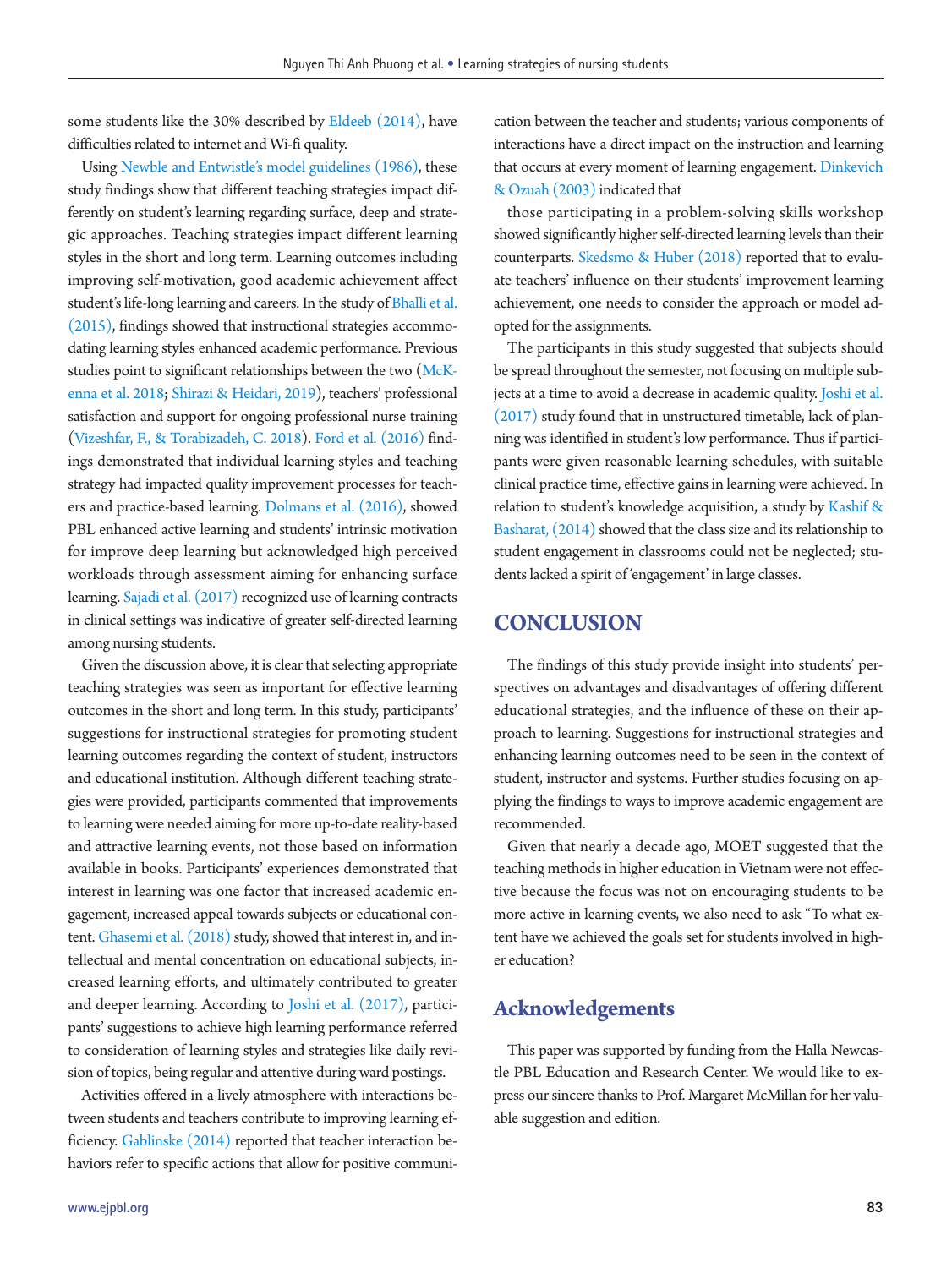some students like the 30% described by Eldeeb (2014), have difficulties related to internet and Wi-fi quality.

Using Newble and Entwistle's model guidelines (1986), these study findings show that different teaching strategies impact differently on student's learning regarding surface, deep and strategic approaches. Teaching strategies impact different learning styles in the short and long term. Learning outcomes including improving self-motivation, good academic achievement affect student's life-long learning and careers. In the study of Bhalli et al. (2015), findings showed that instructional strategies accommodating learning styles enhanced academic performance. Previous studies point to significant relationships between the two (McKenna et al. 2018; Shirazi & Heidari, 2019), teachers' professional satisfaction and support for ongoing professional nurse training (Vizeshfar, F., & Torabizadeh, C. 2018). Ford et al. (2016) findings demonstrated that individual learning styles and teaching strategy had impacted quality improvement processes for teachers and practice-based learning. Dolmans et al. (2016), showed PBL enhanced active learning and students' intrinsic motivation for improve deep learning but acknowledged high perceived workloads through assessment aiming for enhancing surface learning. Sajadi et al. (2017) recognized use of learning contracts in clinical settings was indicative of greater self-directed learning among nursing students.

Given the discussion above, it is clear that selecting appropriate teaching strategies was seen as important for effective learning outcomes in the short and long term. In this study, participants' suggestions for instructional strategies for promoting student learning outcomes regarding the context of student, instructors and educational institution. Although different teaching strategies were provided, participants commented that improvements to learning were needed aiming for more up-to-date reality-based and attractive learning events, not those based on information available in books. Participants' experiences demonstrated that interest in learning was one factor that increased academic engagement, increased appeal towards subjects or educational content. Ghasemi et al. (2018) study, showed that interest in, and intellectual and mental concentration on educational subjects, increased learning efforts, and ultimately contributed to greater and deeper learning. According to Joshi et al. (2017), participants' suggestions to achieve high learning performance referred to consideration of learning styles and strategies like daily revision of topics, being regular and attentive during ward postings.

Activities offered in a lively atmosphere with interactions between students and teachers contribute to improving learning efficiency. Gablinske (2014) reported that teacher interaction behaviors refer to specific actions that allow for positive communication between the teacher and students; various components of interactions have a direct impact on the instruction and learning that occurs at every moment of learning engagement. Dinkevich & Ozuah (2003) indicated that

those participating in a problem-solving skills workshop showed significantly higher self-directed learning levels than their counterparts. Skedsmo & Huber (2018) reported that to evaluate teachers' influence on their students' improvement learning achievement, one needs to consider the approach or model adopted for the assignments.

The participants in this study suggested that subjects should be spread throughout the semester, not focusing on multiple subjects at a time to avoid a decrease in academic quality. Joshi et al. (2017) study found that in unstructured timetable, lack of planning was identified in student's low performance. Thus if participants were given reasonable learning schedules, with suitable clinical practice time, effective gains in learning were achieved. In relation to student's knowledge acquisition, a study by Kashif & Basharat, (2014) showed that the class size and its relationship to student engagement in classrooms could not be neglected; students lacked a spirit of 'engagement' in large classes.

## CONCLUSION

The findings of this study provide insight into students' perspectives on advantages and disadvantages of offering different educational strategies, and the influence of these on their approach to learning. Suggestions for instructional strategies and enhancing learning outcomes need to be seen in the context of student, instructor and systems. Further studies focusing on applying the findings to ways to improve academic engagement are recommended.

Given that nearly a decade ago, MOET suggested that the teaching methods in higher education in Vietnam were not effective because the focus was not on encouraging students to be more active in learning events, we also need to ask "To what extent have we achieved the goals set for students involved in higher education?

## Acknowledgements

This paper was supported by funding from the Halla Newcastle PBL Education and Research Center. We would like to express our sincere thanks to Prof. Margaret McMillan for her valuable suggestion and edition.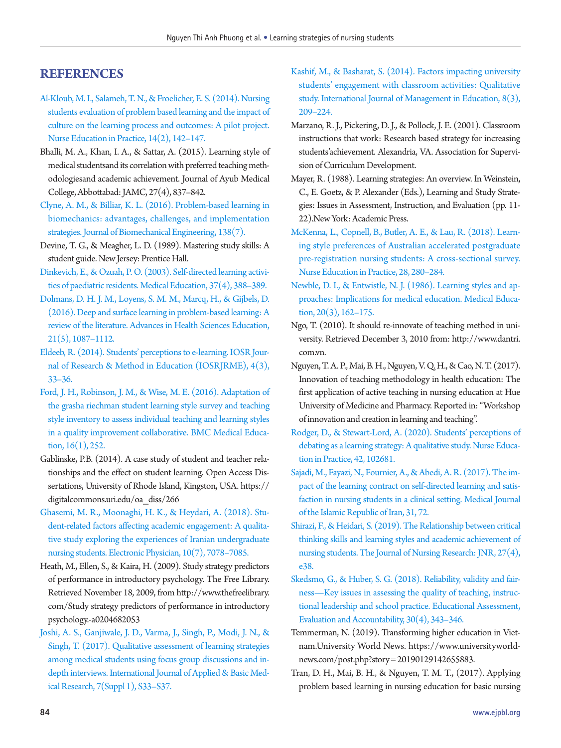## REFERENCES

Al-Kloub, M. I., Salameh, T. N., & Froelicher, E. S. (2014). Nursing students evaluation of problem based learning and the impact of culture on the learning process and outcomes: A pilot project. Nurse Education in Practice, 14(2), 142–147.

Bhalli, M. A., Khan, I. A., & Sattar, A. (2015). Learning style of medical studentsand its correlation with preferred teaching methodologiesand academic achievement. Journal of Ayub Medical College, Abbottabad: JAMC, 27(4), 837–842.

Clyne, A. M., & Billiar, K. L. (2016). Problem-based learning in biomechanics: advantages, challenges, and implementation strategies. Journal of Biomechanical Engineering, 138(7).

Devine, T. G., & Meagher, L. D. (1989). Mastering study skills: A student guide. New Jersey: Prentice Hall.

Dinkevich, E., & Ozuah, P. O. (2003). Self-directed learning activities of paediatric residents. Medical Education, 37(4), 388–389.

Dolmans, D. H. J. M., Loyens, S. M. M., Marcq, H., & Gijbels, D. (2016). Deep and surface learning in problem-based learning: A review of the literature. Advances in Health Sciences Education, 21(5), 1087–1112.

Eldeeb, R. (2014). Students' perceptions to e-learning. IOSR Journal of Research & Method in Education (IOSRJRME), 4(3), 33–36.

Ford, J. H., Robinson, J. M., & Wise, M. E. (2016). Adaptation of the grasha riechman student learning style survey and teaching style inventory to assess individual teaching and learning styles in a quality improvement collaborative. BMC Medical Education, 16(1), 252.

Gablinske, P.B. (2014). A case study of student and teacher relationships and the effect on student learning. Open Access Dissertations, University of Rhode Island, Kingston, USA. https://digitalcommons.uri.edu/oa_diss/266

Ghasemi, M. R., Moonaghi, H. K., & Heydari, A. (2018). Student-related factors affecting academic engagement: A qualitative study exploring the experiences of Iranian undergraduate nursing students. Electronic Physician, 10(7), 7078–7085.

Heath, M., Ellen, S., & Kaira, H. (2009). Study strategy predictors of performance in introductory psychology. The Free Library. Retrieved November 18, 2009, from http://www.thefreelibrary.com/Study strategy predictors of performance in introductory psychology.-a0204682053

Joshi, A. S., Ganjiwale, J. D., Varma, J., Singh, P., Modi, J. N., & Singh, T. (2017). Qualitative assessment of learning strategies among medical students using focus group discussions and in-depth interviews. International Journal of Applied & Basic Medical Research, 7(Suppl 1), S33–S37.

Kashif, M., & Basharat, S. (2014). Factors impacting university students' engagement with classroom activities: Qualitative study. International Journal of Management in Education, 8(3), 209–224.

Marzano, R. J., Pickering, D. J., & Pollock, J. E. (2001). Classroom instructions that work: Research based strategy for increasing students'achievement. Alexandria, VA. Association for Supervision of Curriculum Development.

Mayer, R. (1988). Learning strategies: An overview. In Weinstein, C., E. Goetz, & P. Alexander (Eds.), Learning and Study Strategies: Issues in Assessment, Instruction, and Evaluation (pp. 11-22).New York: Academic Press.

McKenna, L., Copnell, B., Butler, A. E., & Lau, R. (2018). Learning style preferences of Australian accelerated postgraduate pre-registration nursing students: A cross-sectional survey. Nurse Education in Practice, 28, 280–284.

Newble, D. I., & Entwistle, N. J. (1986). Learning styles and approaches: Implications for medical education. Medical Education, 20(3), 162–175.

Ngo, T. (2010). It should re-innovate of teaching method in university. Retrieved December 3, 2010 from: http://www.dantri.com.vn.

Nguyen, T. A. P., Mai, B. H., Nguyen, V. Q. H., & Cao, N. T. (2017). Innovation of teaching methodology in health education: The first application of active teaching in nursing education at Hue University of Medicine and Pharmacy. Reported in: "Workshop of innovation and creation in learning and teaching".

Rodger, D., & Stewart-Lord, A. (2020). Students' perceptions of debating as a learning strategy: A qualitative study. Nurse Education in Practice, 42, 102681.

Sajadi, M., Fayazi, N., Fournier, A., & Abedi, A. R. (2017). The impact of the learning contract on self-directed learning and satisfaction in nursing students in a clinical setting. Medical Journal of the Islamic Republic of Iran, 31, 72.

Shirazi, F., & Heidari, S. (2019). The Relationship between critical thinking skills and learning styles and academic achievement of nursing students. The Journal of Nursing Research: JNR, 27(4), e38.

Skedsmo, G., & Huber, S. G. (2018). Reliability, validity and fairness—Key issues in assessing the quality of teaching, instructional leadership and school practice. Educational Assessment, Evaluation and Accountability, 30(4), 343–346.

Temmerman, N. (2019). Transforming higher education in Vietnam.University World News. https://www.universityworldnews.com/post.php?story=20190129142655883.

Tran, D. H., Mai, B. H., & Nguyen, T. M. T., (2017). Applying problem based learning in nursing education for basic nursing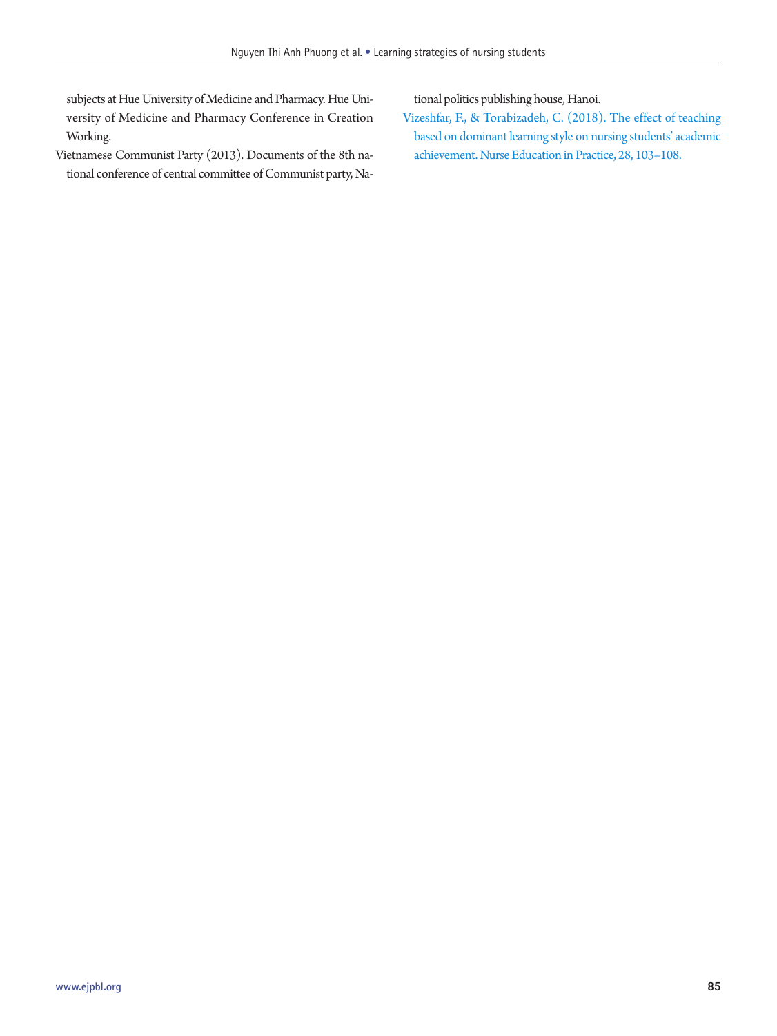subjects at Hue University of Medicine and Pharmacy. Hue University of Medicine and Pharmacy Conference in Creation Working.

Vietnamese Communist Party (2013). Documents of the 8th national conference of central committee of Communist party, National politics publishing house, Hanoi.

Vizeshfar, F., & Torabizadeh, C. (2018). The effect of teaching based on dominant learning style on nursing students' academic achievement. Nurse Education in Practice, 28, 103–108.